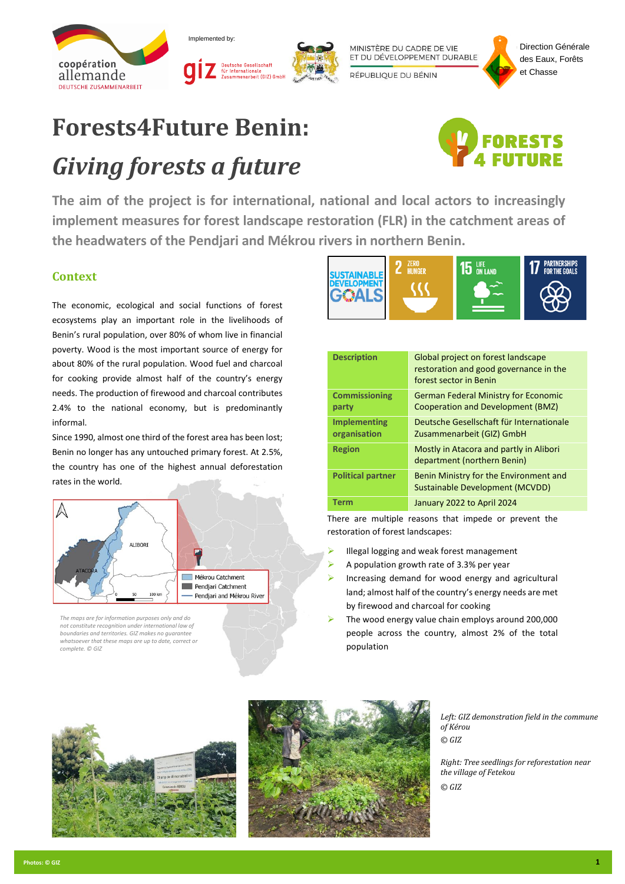Implemented by:

MINISTÈRE DU CADRE DE VIE ET DU DÉVELOPPEMENT DURABLE
RÉPUBLIQUE DU BÉNIN

Direction Générale des Eaux, Forêts et Chasse

# Forests4Future Benin:
# *Giving forests a future*

**The aim of the project is for international, national and local actors to increasingly implement measures for forest landscape restoration (FLR) in the catchment areas of the headwaters of the Pendjari and Mékrou rivers in northern Benin.**

## Context

The economic, ecological and social functions of forest ecosystems play an important role in the livelihoods of Benin's rural population, over 80% of whom live in financial poverty. Wood is the most important source of energy for about 80% of the rural population. Wood fuel and charcoal for cooking provide almost half of the country's energy needs. The production of firewood and charcoal contributes 2.4% to the national economy, but is predominantly informal.

Since 1990, almost one third of the forest area has been lost; Benin no longer has any untouched primary forest. At 2.5%, the country has one of the highest annual deforestation rates in the world.

ALIBORI
ATACORA
Mékrou Catchment
Pendjari Catchment
Pendjari and Mékrou River

*The maps are for information purposes only and do not constitute recognition under international law of boundaries and territories. GIZ makes no guarantee whatsoever that these maps are up to date, correct or complete. © GIZ*

| | |
|---|---|
| **Description** | Global project on forest landscape restoration and good governance in the forest sector in Benin |
| **Commissioning party** | German Federal Ministry for Economic Cooperation and Development (BMZ) |
| **Implementing organisation** | Deutsche Gesellschaft für Internationale Zusammenarbeit (GIZ) GmbH |
| **Region** | Mostly in Atacora and partly in Alibori department (northern Benin) |
| **Political partner** | Benin Ministry for the Environment and Sustainable Development (MCVDD) |
| **Term** | January 2022 to April 2024 |

There are multiple reasons that impede or prevent the restoration of forest landscapes:

- Illegal logging and weak forest management
- A population growth rate of 3.3% per year
- Increasing demand for wood energy and agricultural land; almost half of the country's energy needs are met by firewood and charcoal for cooking
- The wood energy value chain employs around 200,000 people across the country, almost 2% of the total population

*Left: GIZ demonstration field in the commune of Kérou*
*© GIZ*

*Right: Tree seedlings for reforestation near the village of Fetekou*
*© GIZ*

Photos: © GIZ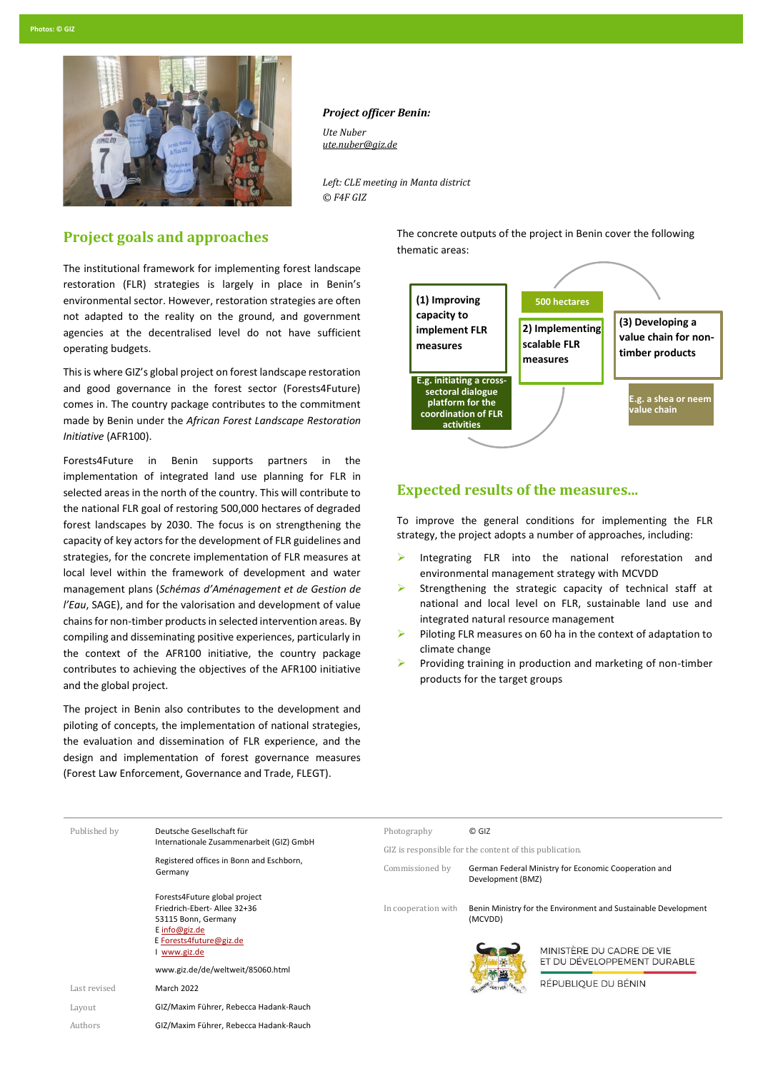Photos: © GIZ

***Project officer Benin:***

*Ute Nuber*
*ute.nuber@giz.de*

*Left: CLE meeting in Manta district*
*© F4F GIZ*

## Project goals and approaches

The institutional framework for implementing forest landscape restoration (FLR) strategies is largely in place in Benin's environmental sector. However, restoration strategies are often not adapted to the reality on the ground, and government agencies at the decentralised level do not have sufficient operating budgets.

This is where GIZ's global project on forest landscape restoration and good governance in the forest sector (Forests4Future) comes in. The country package contributes to the commitment made by Benin under the *African Forest Landscape Restoration Initiative* (AFR100).

Forests4Future in Benin supports partners in the implementation of integrated land use planning for FLR in selected areas in the north of the country. This will contribute to the national FLR goal of restoring 500,000 hectares of degraded forest landscapes by 2030. The focus is on strengthening the capacity of key actors for the development of FLR guidelines and strategies, for the concrete implementation of FLR measures at local level within the framework of development and water management plans (*Schémas d'Aménagement et de Gestion de l'Eau*, SAGE), and for the valorisation and development of value chains for non-timber products in selected intervention areas. By compiling and disseminating positive experiences, particularly in the context of the AFR100 initiative, the country package contributes to achieving the objectives of the AFR100 initiative and the global project.

The project in Benin also contributes to the development and piloting of concepts, the implementation of national strategies, the evaluation and dissemination of FLR experience, and the design and implementation of forest governance measures (Forest Law Enforcement, Governance and Trade, FLEGT).

The concrete outputs of the project in Benin cover the following thematic areas:

**(1) Improving capacity to implement FLR measures**

**E.g. initiating a cross-sectoral dialogue platform for the coordination of FLR activities**

**500 hectares**

**2) Implementing scalable FLR measures**

**(3) Developing a value chain for non-timber products**

**E.g. a shea or neem value chain**

## Expected results of the measures...

To improve the general conditions for implementing the FLR strategy, the project adopts a number of approaches, including:

- Integrating FLR into the national reforestation and environmental management strategy with MCVDD
- Strengthening the strategic capacity of technical staff at national and local level on FLR, sustainable land use and integrated natural resource management
- Piloting FLR measures on 60 ha in the context of adaptation to climate change
- Providing training in production and marketing of non-timber products for the target groups

| | |
|---|---|
| Published by | Deutsche Gesellschaft für Internationale Zusammenarbeit (GIZ) GmbH<br><br>Registered offices in Bonn and Eschborn, Germany<br><br>Forests4Future global project<br>Friedrich-Ebert- Allee 32+36<br>53115 Bonn, Germany<br>E info@giz.de<br>E Forests4future@giz.de<br>I www.giz.de<br><br>www.giz.de/de/weltweit/85060.html |
| Last revised | March 2022 |
| Layout | GIZ/Maxim Führer, Rebecca Hadank-Rauch |
| Authors | GIZ/Maxim Führer, Rebecca Hadank-Rauch |
| Photography | © GIZ |
| | GIZ is responsible for the content of this publication. |
| Commissioned by | German Federal Ministry for Economic Cooperation and Development (BMZ) |
| In cooperation with | Benin Ministry for the Environment and Sustainable Development (MCVDD) |

MINISTÈRE DU CADRE DE VIE
ET DU DÉVELOPPEMENT DURABLE

RÉPUBLIQUE DU BÉNIN